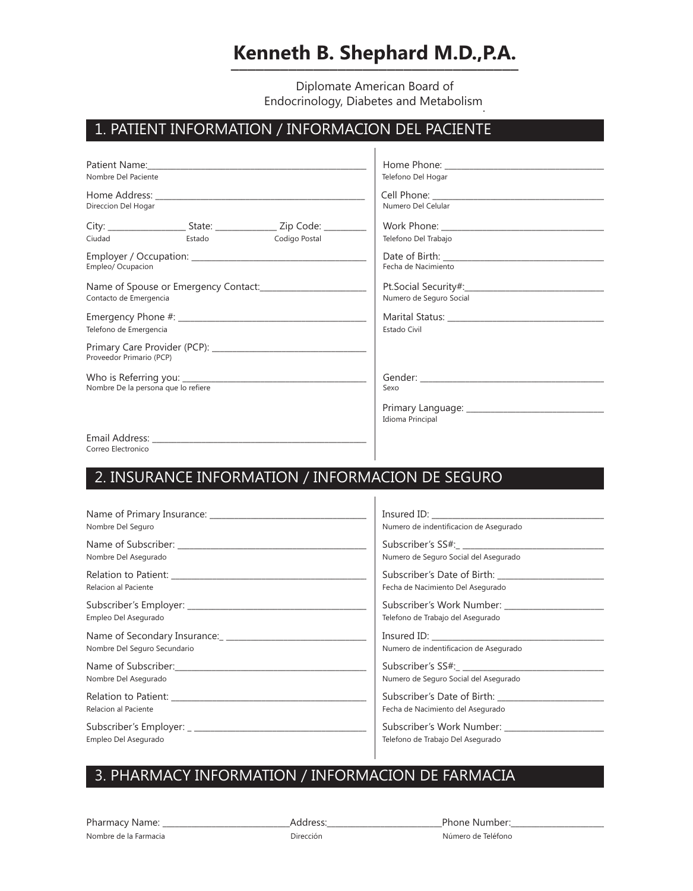# Kenneth B. Shephard M.D.,P.A.

Diplomate American Board of
Endocrinology, Diabetes and Metabolism

## 1. PATIENT INFORMATION / INFORMACION DEL PACIENTE

Patient Name: ___________________________________
Nombre Del Paciente

Home Address: ___________________________________
Direccion Del Hogar

City: ______________ State: ____________ Zip Code: ________
Ciudad Estado Codigo Postal

Employer / Occupation: ___________________________________
Empleo/ Ocupacion

Name of Spouse or Emergency Contact: ____________________
Contacto de Emergencia

Emergency Phone #: ___________________________________
Telefono de Emergencia

Primary Care Provider (PCP): ___________________________
Proveedor Primario (PCP)

Who is Referring you: ___________________________________
Nombre De la persona que lo refiere

Email Address: ___________________________________
Correo Electronico

Home Phone: ___________________________________
Telefono Del Hogar

Cell Phone: ___________________________________
Numero Del Celular

Work Phone: ___________________________________
Telefono Del Trabajo

Date of Birth: ___________________________________
Fecha de Nacimiento

Pt.Social Security#: ___________________________
Numero de Seguro Social

Marital Status: ___________________________________
Estado Civil

Gender: ___________________________________
Sexo

Primary Language: ___________________________
Idioma Principal

## 2. INSURANCE INFORMATION / INFORMACION DE SEGURO

Name of Primary Insurance: _____________________________
Nombre Del Seguro

Name of Subscriber: ___________________________________
Nombre Del Asegurado

Relation to Patient: ___________________________________
Relacion al Paciente

Subscriber's Employer: ___________________________________
Empleo Del Asegurado

Name of Secondary Insurance: _ ___________________________
Nombre Del Seguro Secundario

Name of Subscriber: ___________________________________
Nombre Del Asegurado

Relation to Patient: ___________________________________
Relacion al Paciente

Subscriber's Employer: _ ________________________________
Empleo Del Asegurado

Insured ID: ___________________________________
Numero de indentificacion de Asegurado

Subscriber's SS#: _ ___________________________
Numero de Seguro Social del Asegurado

Subscriber's Date of Birth: _____________________
Fecha de Nacimiento Del Asegurado

Subscriber's Work Number: ____________________
Telefono de Trabajo del Asegurado

Insured ID: ___________________________________
Numero de indentificacion de Asegurado

Subscriber's SS#: _ ___________________________
Numero de Seguro Social del Asegurado

Subscriber's Date of Birth: _____________________
Fecha de Nacimiento del Asegurado

Subscriber's Work Number: ____________________
Telefono de Trabajo Del Asegurado

## 3. PHARMACY INFORMATION / INFORMACION DE FARMACIA

Pharmacy Name: _______________________ Address: _____________________ Phone Number: ________________
Nombre de la Farmacia Dirección Número de Teléfono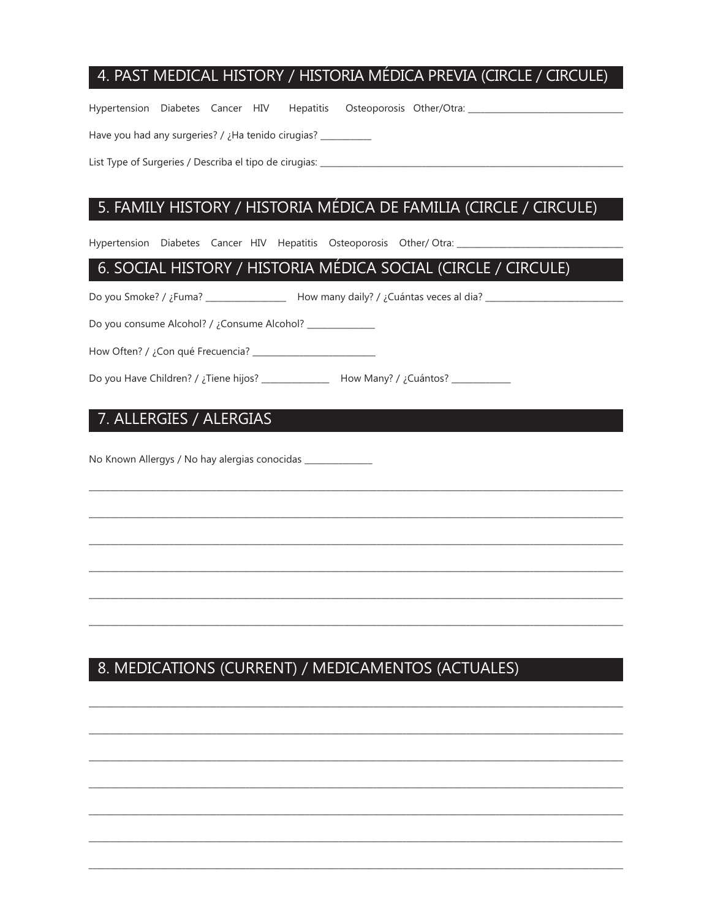## 4. PAST MEDICAL HISTORY / HISTORIA MÉDICA PREVIA (CIRCLE / CIRCULE)

Hypertension Diabetes Cancer HIV Hepatitis Osteoporosis Other/Otra: ______________________________

Have you had any surgeries? / ¿Ha tenido cirugias? __________

List Type of Surgeries / Describa el tipo de cirugias: ______________________________________________________________

## 5. FAMILY HISTORY / HISTORIA MÉDICA DE FAMILIA (CIRCLE / CIRCULE)

Hypertension Diabetes Cancer HIV Hepatitis Osteoporosis Other/ Otra: ______________________________

## 6. SOCIAL HISTORY / HISTORIA MÉDICA SOCIAL (CIRCLE / CIRCULE)

Do you Smoke? / ¿Fuma? _______________ How many daily? / ¿Cuántas veces al dia? __________________________

Do you consume Alcohol? / ¿Consume Alcohol? _____________

How Often? / ¿Con qué Frecuencia? _______________________

Do you Have Children? / ¿Tiene hijos? _____________ How Many? / ¿Cuántos? ___________

## 7. ALLERGIES / ALERGIAS

No Known Allergys / No hay alergias conocidas _____________

______________________________________________________________________________________________

______________________________________________________________________________________________

______________________________________________________________________________________________

______________________________________________________________________________________________

______________________________________________________________________________________________

______________________________________________________________________________________________

## 8. MEDICATIONS (CURRENT) / MEDICAMENTOS (ACTUALES)

______________________________________________________________________________________________

______________________________________________________________________________________________

______________________________________________________________________________________________

______________________________________________________________________________________________

______________________________________________________________________________________________

______________________________________________________________________________________________

______________________________________________________________________________________________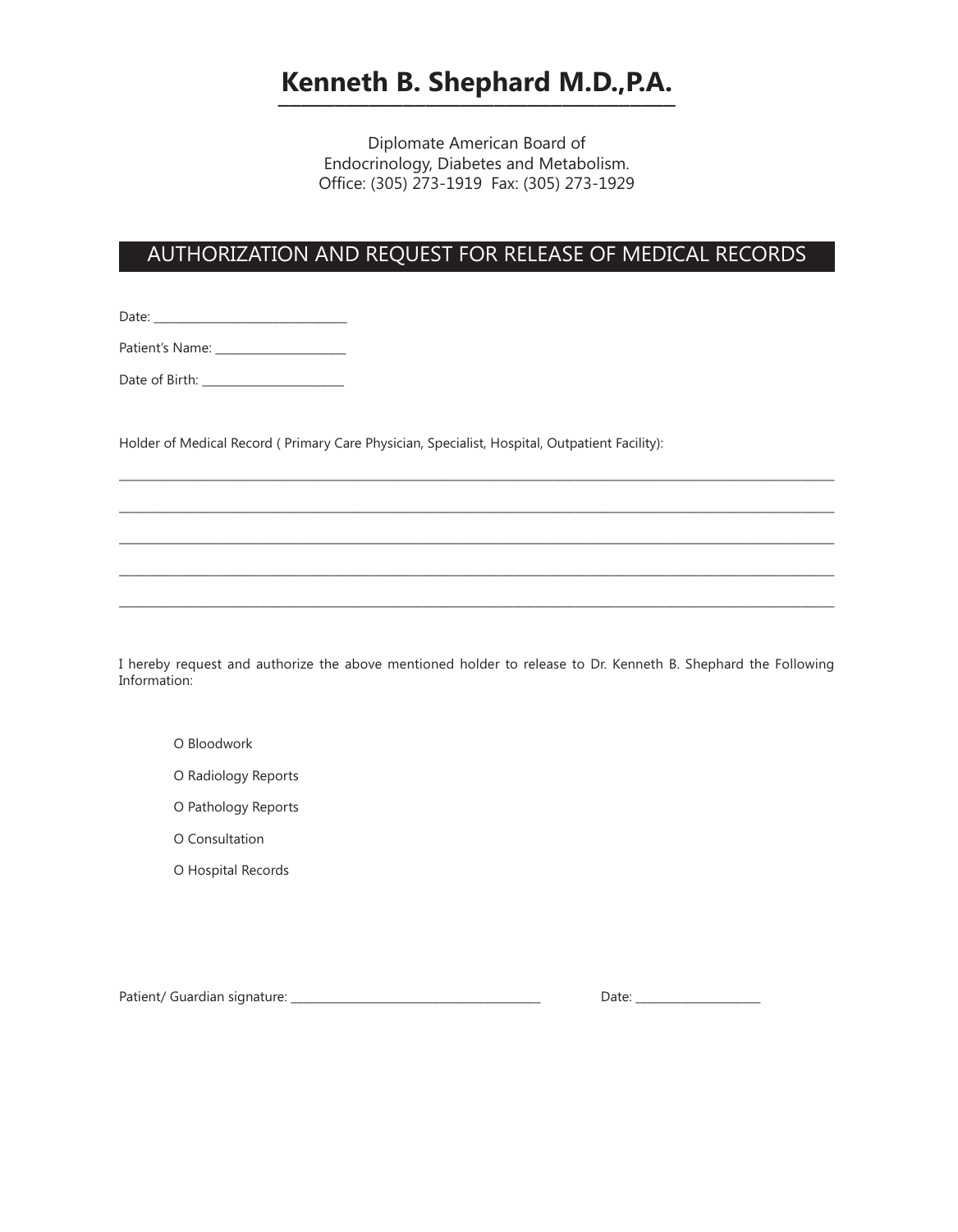# Kenneth B. Shephard M.D.,P.A.

Diplomate American Board of
Endocrinology, Diabetes and Metabolism.
Office: (305) 273-1919 Fax: (305) 273-1929

## AUTHORIZATION AND REQUEST FOR RELEASE OF MEDICAL RECORDS

Date: ______________________________

Patient's Name: _____________________

Date of Birth: ______________________

Holder of Medical Record ( Primary Care Physician, Specialist, Hospital, Outpatient Facility):

________________________________________________________________________________

________________________________________________________________________________

________________________________________________________________________________

________________________________________________________________________________

________________________________________________________________________________

I hereby request and authorize the above mentioned holder to release to Dr. Kenneth B. Shephard the Following Information:

- O Bloodwork
- O Radiology Reports
- O Pathology Reports
- O Consultation
- O Hospital Records

Patient/ Guardian signature: ________________________________________ Date: ____________________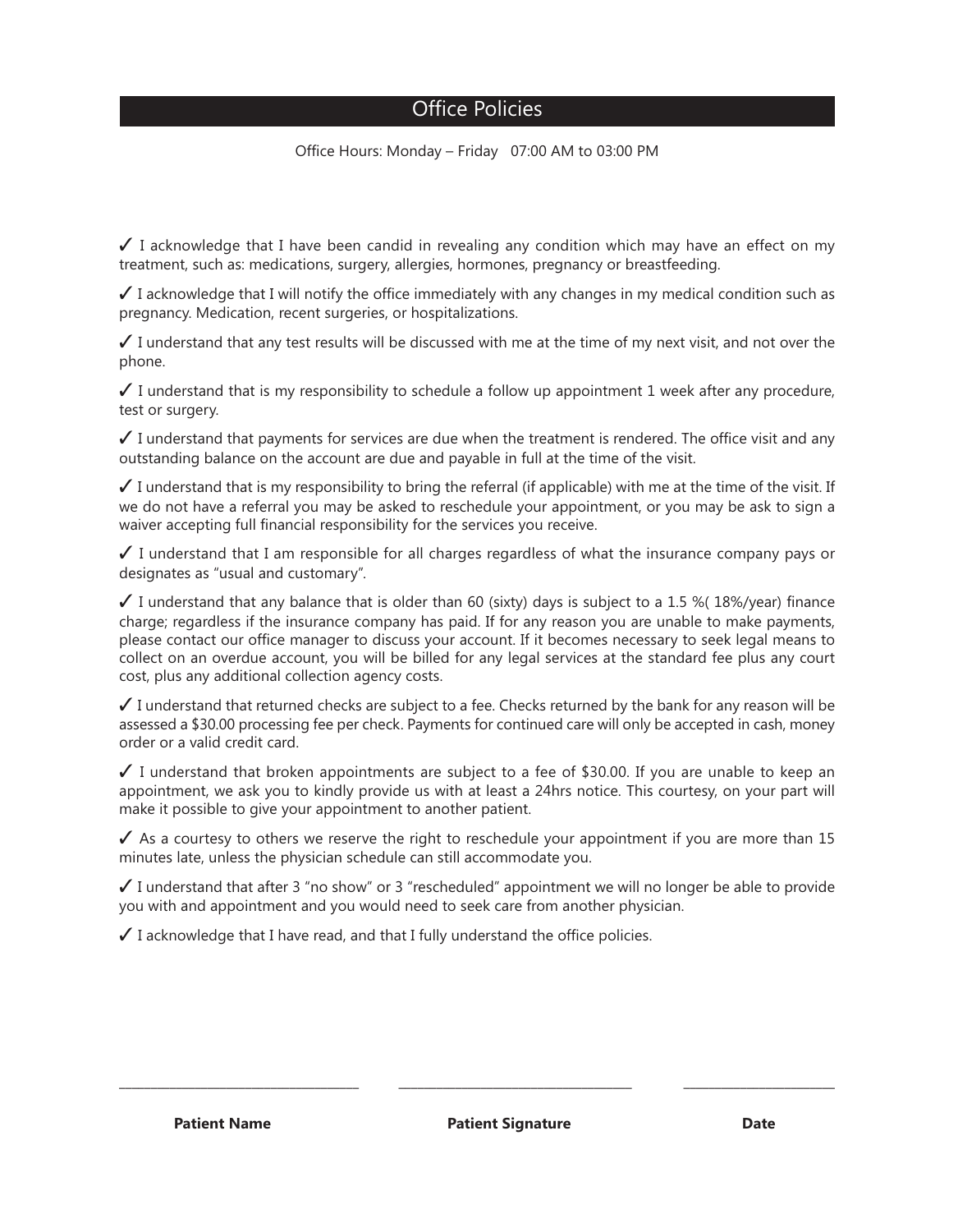# Office Policies

Office Hours: Monday – Friday 07:00 AM to 03:00 PM

✓ I acknowledge that I have been candid in revealing any condition which may have an effect on my treatment, such as: medications, surgery, allergies, hormones, pregnancy or breastfeeding.

✓ I acknowledge that I will notify the office immediately with any changes in my medical condition such as pregnancy. Medication, recent surgeries, or hospitalizations.

✓ I understand that any test results will be discussed with me at the time of my next visit, and not over the phone.

✓ I understand that is my responsibility to schedule a follow up appointment 1 week after any procedure, test or surgery.

✓ I understand that payments for services are due when the treatment is rendered. The office visit and any outstanding balance on the account are due and payable in full at the time of the visit.

✓ I understand that is my responsibility to bring the referral (if applicable) with me at the time of the visit. If we do not have a referral you may be asked to reschedule your appointment, or you may be ask to sign a waiver accepting full financial responsibility for the services you receive.

✓ I understand that I am responsible for all charges regardless of what the insurance company pays or designates as "usual and customary".

✓ I understand that any balance that is older than 60 (sixty) days is subject to a 1.5 %( 18%/year) finance charge; regardless if the insurance company has paid. If for any reason you are unable to make payments, please contact our office manager to discuss your account. If it becomes necessary to seek legal means to collect on an overdue account, you will be billed for any legal services at the standard fee plus any court cost, plus any additional collection agency costs.

✓ I understand that returned checks are subject to a fee. Checks returned by the bank for any reason will be assessed a $30.00 processing fee per check. Payments for continued care will only be accepted in cash, money order or a valid credit card.

✓ I understand that broken appointments are subject to a fee of $30.00. If you are unable to keep an appointment, we ask you to kindly provide us with at least a 24hrs notice. This courtesy, on your part will make it possible to give your appointment to another patient.

✓ As a courtesy to others we reserve the right to reschedule your appointment if you are more than 15 minutes late, unless the physician schedule can still accommodate you.

✓ I understand that after 3 "no show" or 3 "rescheduled" appointment we will no longer be able to provide you with and appointment and you would need to seek care from another physician.

✓ I acknowledge that I have read, and that I fully understand the office policies.

| ______________________ | ______________________ | ______________ |
|---|---|---|
| **Patient Name** | **Patient Signature** | **Date** |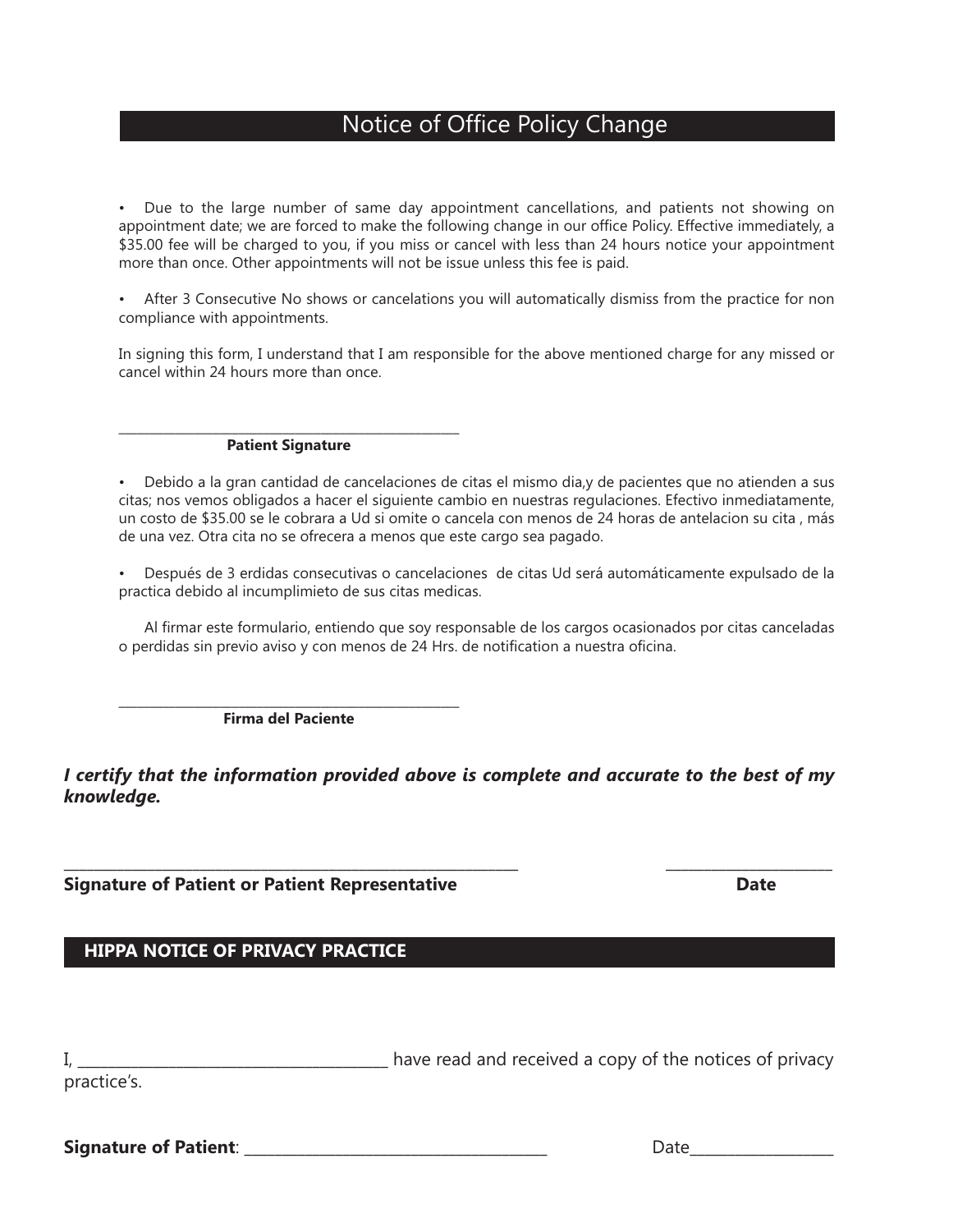## Notice of Office Policy Change

- Due to the large number of same day appointment cancellations, and patients not showing on appointment date; we are forced to make the following change in our office Policy. Effective immediately, a $35.00 fee will be charged to you, if you miss or cancel with less than 24 hours notice your appointment more than once. Other appointments will not be issue unless this fee is paid.

- After 3 Consecutive No shows or cancelations you will automatically dismiss from the practice for non compliance with appointments.

In signing this form, I understand that I am responsible for the above mentioned charge for any missed or cancel within 24 hours more than once.

\_\_\_\_\_\_\_\_\_\_\_\_\_\_\_\_\_\_\_\_\_\_\_\_\_\_\_\_\_\_\_\_\_\_\_\_\_\_\_\_

**Patient Signature**

- Debido a la gran cantidad de cancelaciones de citas el mismo dia,y de pacientes que no atienden a sus citas; nos vemos obligados a hacer el siguiente cambio en nuestras regulaciones. Efectivo inmediatamente, un costo de $35.00 se le cobrara a Ud si omite o cancela con menos de 24 horas de antelacion su cita , más de una vez. Otra cita no se ofrecera a menos que este cargo sea pagado.

- Después de 3 erdidas consecutivas o cancelaciones de citas Ud será automáticamente expulsado de la practica debido al incumplimieto de sus citas medicas.

Al firmar este formulario, entiendo que soy responsable de los cargos ocasionados por citas canceladas o perdidas sin previo aviso y con menos de 24 Hrs. de notification a nuestra oficina.

\_\_\_\_\_\_\_\_\_\_\_\_\_\_\_\_\_\_\_\_\_\_\_\_\_\_\_\_\_\_\_\_\_\_\_\_\_\_\_\_

**Firma del Paciente**

***I certify that the information provided above is complete and accurate to the best of my knowledge.***

\_\_\_\_\_\_\_\_\_\_\_\_\_\_\_\_\_\_\_\_\_\_\_\_\_\_\_\_\_\_\_\_\_\_\_\_\_\_\_\_\_\_\_\_\_\_\_\_ \_\_\_\_\_\_\_\_\_\_\_\_\_\_\_\_\_\_

**Signature of Patient or Patient Representative** **Date**

## HIPPA NOTICE OF PRIVACY PRACTICE

I, \_\_\_\_\_\_\_\_\_\_\_\_\_\_\_\_\_\_\_\_\_\_\_\_\_\_\_\_\_\_\_\_\_\_\_\_ have read and received a copy of the notices of privacy practice's.

**Signature of Patient**: \_\_\_\_\_\_\_\_\_\_\_\_\_\_\_\_\_\_\_\_\_\_\_\_\_\_\_\_\_\_\_\_\_\_\_\_ Date\_\_\_\_\_\_\_\_\_\_\_\_\_\_\_\_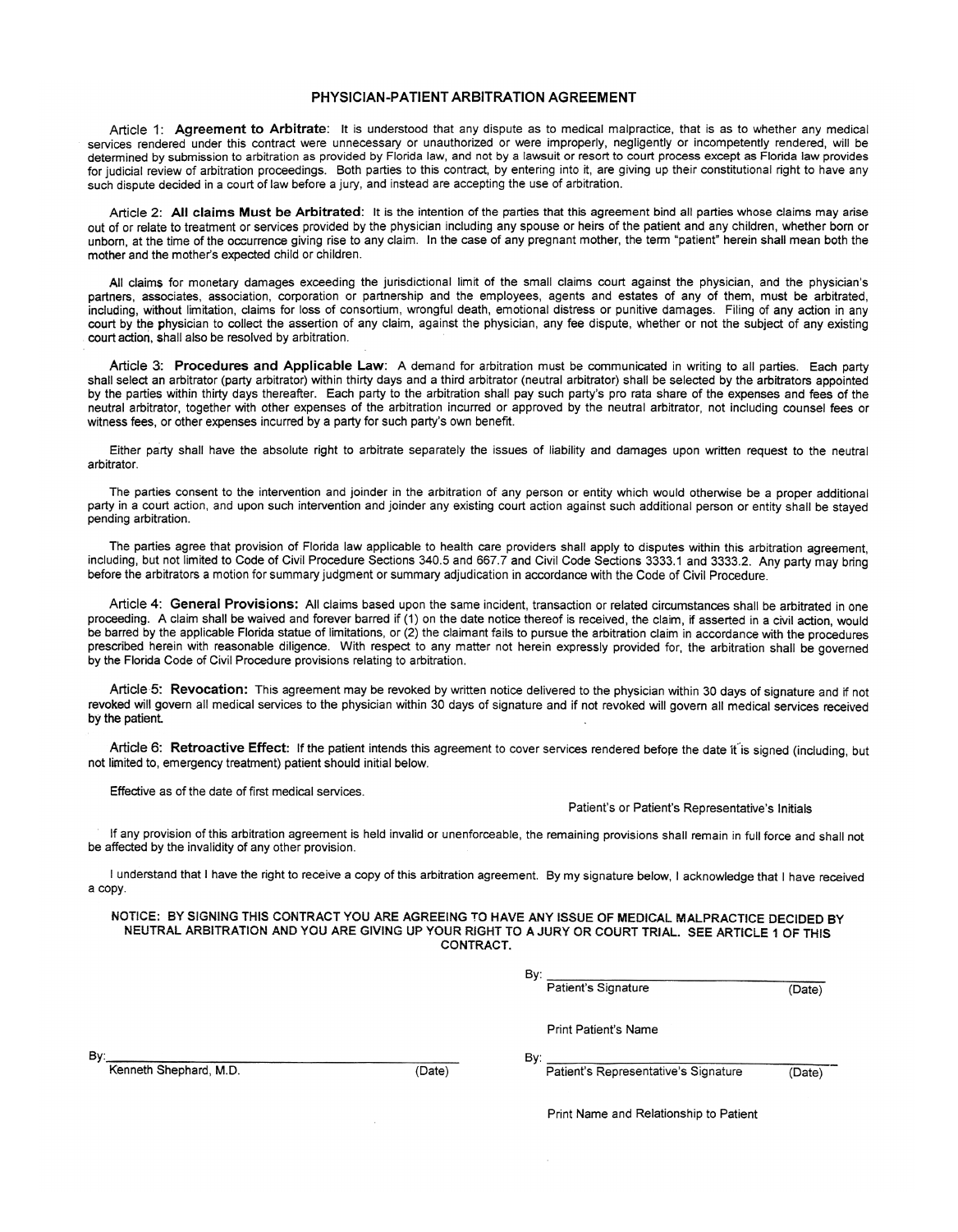## PHYSICIAN-PATIENT ARBITRATION AGREEMENT

Article 1: **Agreement to Arbitrate**: It is understood that any dispute as to medical malpractice, that is as to whether any medical services rendered under this contract were unnecessary or unauthorized or were improperly, negligently or incompetently rendered, will be determined by submission to arbitration as provided by Florida law, and not by a lawsuit or resort to court process except as Florida law provides for judicial review of arbitration proceedings. Both parties to this contract, by entering into it, are giving up their constitutional right to have any such dispute decided in a court of law before a jury, and instead are accepting the use of arbitration.

Article 2: **All claims Must be Arbitrated**: It is the intention of the parties that this agreement bind all parties whose claims may arise out of or relate to treatment or services provided by the physician including any spouse or heirs of the patient and any children, whether born or unborn, at the time of the occurrence giving rise to any claim. In the case of any pregnant mother, the term "patient" herein shall mean both the mother and the mother's expected child or children.

All claims for monetary damages exceeding the jurisdictional limit of the small claims court against the physician, and the physician's partners, associates, association, corporation or partnership and the employees, agents and estates of any of them, must be arbitrated, including, without limitation, claims for loss of consortium, wrongful death, emotional distress or punitive damages. Filing of any action in any court by the physician to collect the assertion of any claim, against the physician, any fee dispute, whether or not the subject of any existing court action, shall also be resolved by arbitration.

Article 3: **Procedures and Applicable Law**: A demand for arbitration must be communicated in writing to all parties. Each party shall select an arbitrator (party arbitrator) within thirty days and a third arbitrator (neutral arbitrator) shall be selected by the arbitrators appointed by the parties within thirty days thereafter. Each party to the arbitration shall pay such party's pro rata share of the expenses and fees of the neutral arbitrator, together with other expenses of the arbitration incurred or approved by the neutral arbitrator, not including counsel fees or witness fees, or other expenses incurred by a party for such party's own benefit.

Either party shall have the absolute right to arbitrate separately the issues of liability and damages upon written request to the neutral arbitrator.

The parties consent to the intervention and joinder in the arbitration of any person or entity which would otherwise be a proper additional party in a court action, and upon such intervention and joinder any existing court action against such additional person or entity shall be stayed pending arbitration.

The parties agree that provision of Florida law applicable to health care providers shall apply to disputes within this arbitration agreement, including, but not limited to Code of Civil Procedure Sections 340.5 and 667.7 and Civil Code Sections 3333.1 and 3333.2. Any party may bring before the arbitrators a motion for summary judgment or summary adjudication in accordance with the Code of Civil Procedure.

Article 4: **General Provisions:** All claims based upon the same incident, transaction or related circumstances shall be arbitrated in one proceeding. A claim shall be waived and forever barred if (1) on the date notice thereof is received, the claim, if asserted in a civil action, would be barred by the applicable Florida statue of limitations, or (2) the claimant fails to pursue the arbitration claim in accordance with the procedures prescribed herein with reasonable diligence. With respect to any matter not herein expressly provided for, the arbitration shall be governed by the Florida Code of Civil Procedure provisions relating to arbitration.

Article 5: **Revocation:** This agreement may be revoked by written notice delivered to the physician within 30 days of signature and if not revoked will govern all medical services to the physician within 30 days of signature and if not revoked will govern all medical services received by the patient.

Article 6: **Retroactive Effect:** If the patient intends this agreement to cover services rendered before the date it is signed (including, but not limited to, emergency treatment) patient should initial below.

Effective as of the date of first medical services.

Patient's or Patient's Representative's Initials

If any provision of this arbitration agreement is held invalid or unenforceable, the remaining provisions shall remain in full force and shall not be affected by the invalidity of any other provision.

I understand that I have the right to receive a copy of this arbitration agreement. By my signature below, I acknowledge that I have received a copy.

**NOTICE: BY SIGNING THIS CONTRACT YOU ARE AGREEING TO HAVE ANY ISSUE OF MEDICAL MALPRACTICE DECIDED BY NEUTRAL ARBITRATION AND YOU ARE GIVING UP YOUR RIGHT TO A JURY OR COURT TRIAL. SEE ARTICLE 1 OF THIS CONTRACT.**

By: ______________________________
Patient's Signature (Date)

Print Patient's Name

By: ______________________________
Kenneth Shephard, M.D. (Date)

By: ______________________________
Patient's Representative's Signature (Date)

Print Name and Relationship to Patient